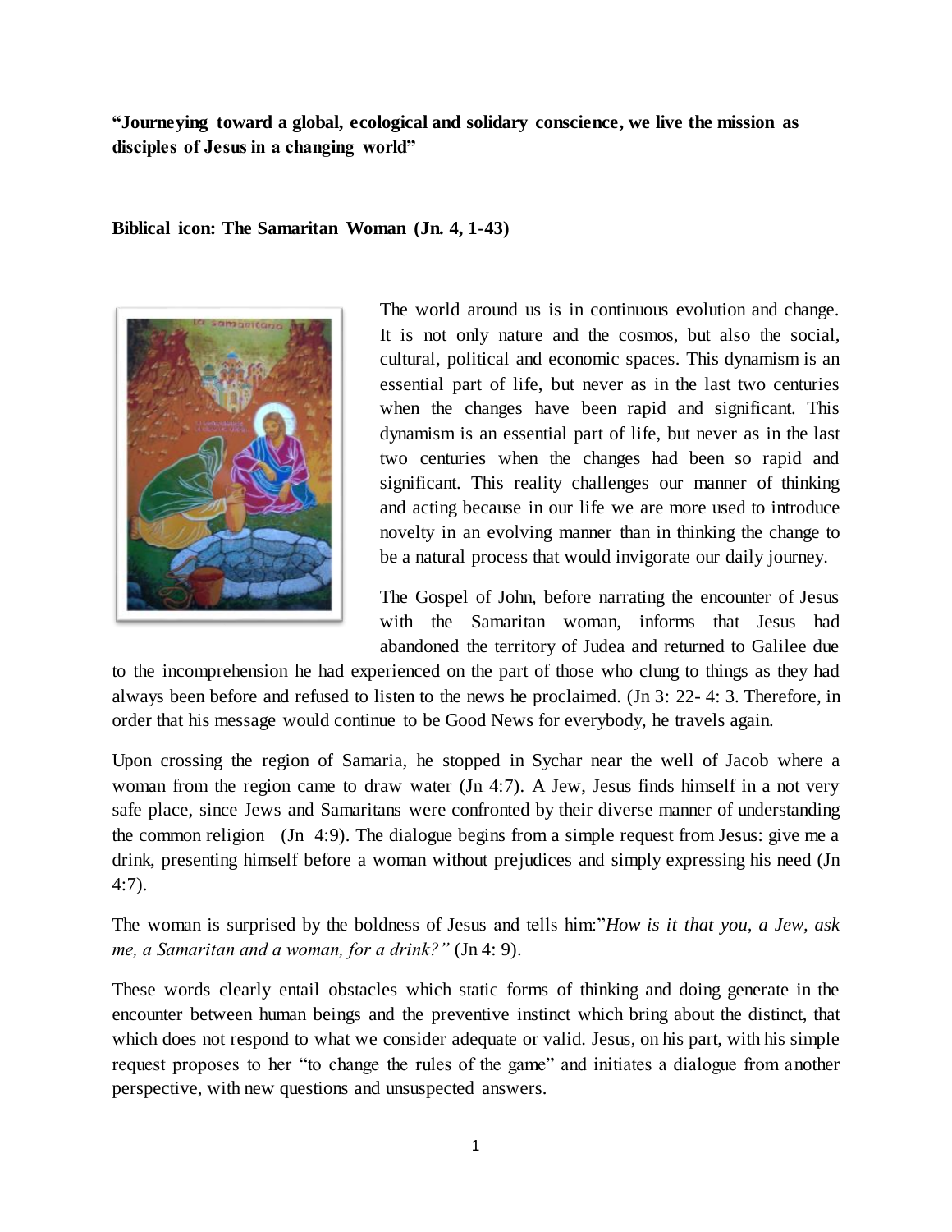**“Journeying toward a global, ecological and solidary conscience, we live the mission as disciples of Jesus in a changing world”**

**Biblical icon: The Samaritan Woman (Jn. 4, 1-43)**

The world around us is in continuous evolution and change. It is not only nature and the cosmos, but also the social, cultural, political and economic spaces. This dynamism is an essential part of life, but never as in the last two centuries when the changes have been rapid and significant. This dynamism is an essential part of life, but never as in the last two centuries when the changes had been so rapid and significant. This reality challenges our manner of thinking and acting because in our life we are more used to introduce novelty in an evolving manner than in thinking the change to be a natural process that would invigorate our daily journey.

The Gospel of John, before narrating the encounter of Jesus with the Samaritan woman, informs that Jesus had abandoned the territory of Judea and returned to Galilee due to the incomprehension he had experienced on the part of those who clung to things as they had always been before and refused to listen to the news he proclaimed. (Jn 3: 22- 4: 3. Therefore, in order that his message would continue to be Good News for everybody, he travels again.

Upon crossing the region of Samaria, he stopped in Sychar near the well of Jacob where a woman from the region came to draw water (Jn 4:7). A Jew, Jesus finds himself in a not very safe place, since Jews and Samaritans were confronted by their diverse manner of understanding the common religion (Jn 4:9). The dialogue begins from a simple request from Jesus: give me a drink, presenting himself before a woman without prejudices and simply expressing his need (Jn 4:7).

The woman is surprised by the boldness of Jesus and tells him:”*How is it that you, a Jew, ask me, a Samaritan and a woman, for a drink?”* (Jn 4: 9).

These words clearly entail obstacles which static forms of thinking and doing generate in the encounter between human beings and the preventive instinct which bring about the distinct, that which does not respond to what we consider adequate or valid. Jesus, on his part, with his simple request proposes to her “to change the rules of the game” and initiates a dialogue from another perspective, with new questions and unsuspected answers.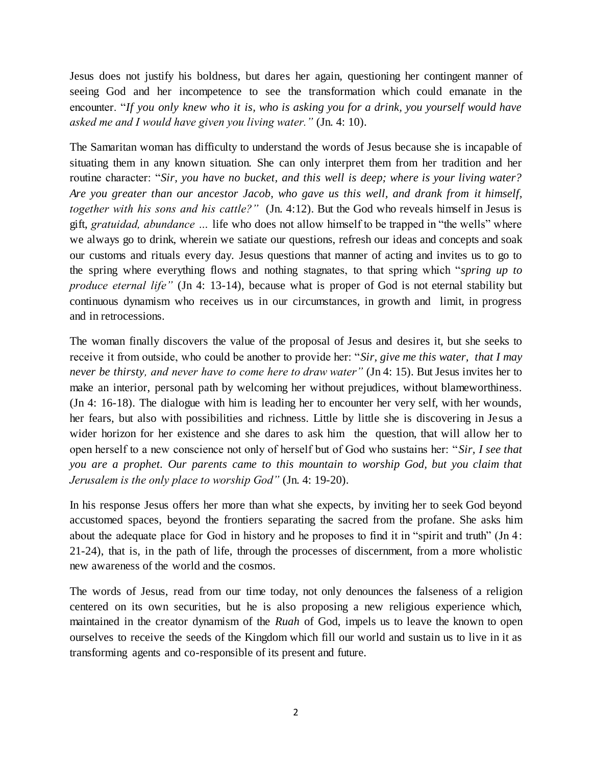Jesus does not justify his boldness, but dares her again, questioning her contingent manner of seeing God and her incompetence to see the transformation which could emanate in the encounter. "*If you only knew who it is, who is asking you for a drink, you yourself would have asked me and I would have given you living water."* (Jn. 4: 10).

The Samaritan woman has difficulty to understand the words of Jesus because she is incapable of situating them in any known situation. She can only interpret them from her tradition and her routine character: "*Sir, you have no bucket, and this well is deep; where is your living water? Are you greater than our ancestor Jacob, who gave us this well, and drank from it himself, together with his sons and his cattle?"* (Jn. 4:12). But the God who reveals himself in Jesus is gift, *gratuidad, abundance …* life who does not allow himself to be trapped in "the wells" where we always go to drink, wherein we satiate our questions, refresh our ideas and concepts and soak our customs and rituals every day. Jesus questions that manner of acting and invites us to go to the spring where everything flows and nothing stagnates, to that spring which "*spring up to produce eternal life"* (Jn 4: 13-14), because what is proper of God is not eternal stability but continuous dynamism who receives us in our circumstances, in growth and limit, in progress and in retrocessions.

The woman finally discovers the value of the proposal of Jesus and desires it, but she seeks to receive it from outside, who could be another to provide her: "*Sir, give me this water, that I may never be thirsty, and never have to come here to draw water"* (Jn 4: 15). But Jesus invites her to make an interior, personal path by welcoming her without prejudices, without blameworthiness. (Jn 4: 16-18). The dialogue with him is leading her to encounter her very self, with her wounds, her fears, but also with possibilities and richness. Little by little she is discovering in Jesus a wider horizon for her existence and she dares to ask him the question, that will allow her to open herself to a new conscience not only of herself but of God who sustains her: "*Sir, I see that you are a prophet. Our parents came to this mountain to worship God, but you claim that Jerusalem is the only place to worship God"* (Jn. 4: 19-20).

In his response Jesus offers her more than what she expects, by inviting her to seek God beyond accustomed spaces, beyond the frontiers separating the sacred from the profane. She asks him about the adequate place for God in history and he proposes to find it in "spirit and truth" (Jn 4: 21-24), that is, in the path of life, through the processes of discernment, from a more wholistic new awareness of the world and the cosmos.

The words of Jesus, read from our time today, not only denounces the falseness of a religion centered on its own securities, but he is also proposing a new religious experience which, maintained in the creator dynamism of the *Ruah* of God, impels us to leave the known to open ourselves to receive the seeds of the Kingdom which fill our world and sustain us to live in it as transforming agents and co-responsible of its present and future.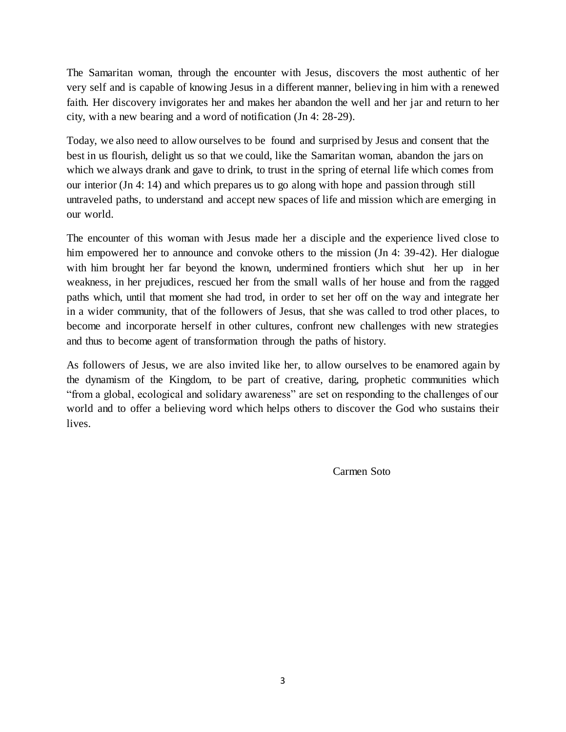The Samaritan woman, through the encounter with Jesus, discovers the most authentic of her very self and is capable of knowing Jesus in a different manner, believing in him with a renewed faith. Her discovery invigorates her and makes her abandon the well and her jar and return to her city, with a new bearing and a word of notification (Jn 4: 28-29).

Today, we also need to allow ourselves to be found and surprised by Jesus and consent that the best in us flourish, delight us so that we could, like the Samaritan woman, abandon the jars on which we always drank and gave to drink, to trust in the spring of eternal life which comes from our interior (Jn 4: 14) and which prepares us to go along with hope and passion through still untraveled paths, to understand and accept new spaces of life and mission which are emerging in our world.

The encounter of this woman with Jesus made her a disciple and the experience lived close to him empowered her to announce and convoke others to the mission (Jn 4: 39-42). Her dialogue with him brought her far beyond the known, undermined frontiers which shut her up in her weakness, in her prejudices, rescued her from the small walls of her house and from the ragged paths which, until that moment she had trod, in order to set her off on the way and integrate her in a wider community, that of the followers of Jesus, that she was called to trod other places, to become and incorporate herself in other cultures, confront new challenges with new strategies and thus to become agent of transformation through the paths of history.

As followers of Jesus, we are also invited like her, to allow ourselves to be enamored again by the dynamism of the Kingdom, to be part of creative, daring, prophetic communities which "from a global, ecological and solidary awareness" are set on responding to the challenges of our world and to offer a believing word which helps others to discover the God who sustains their lives.

Carmen Soto